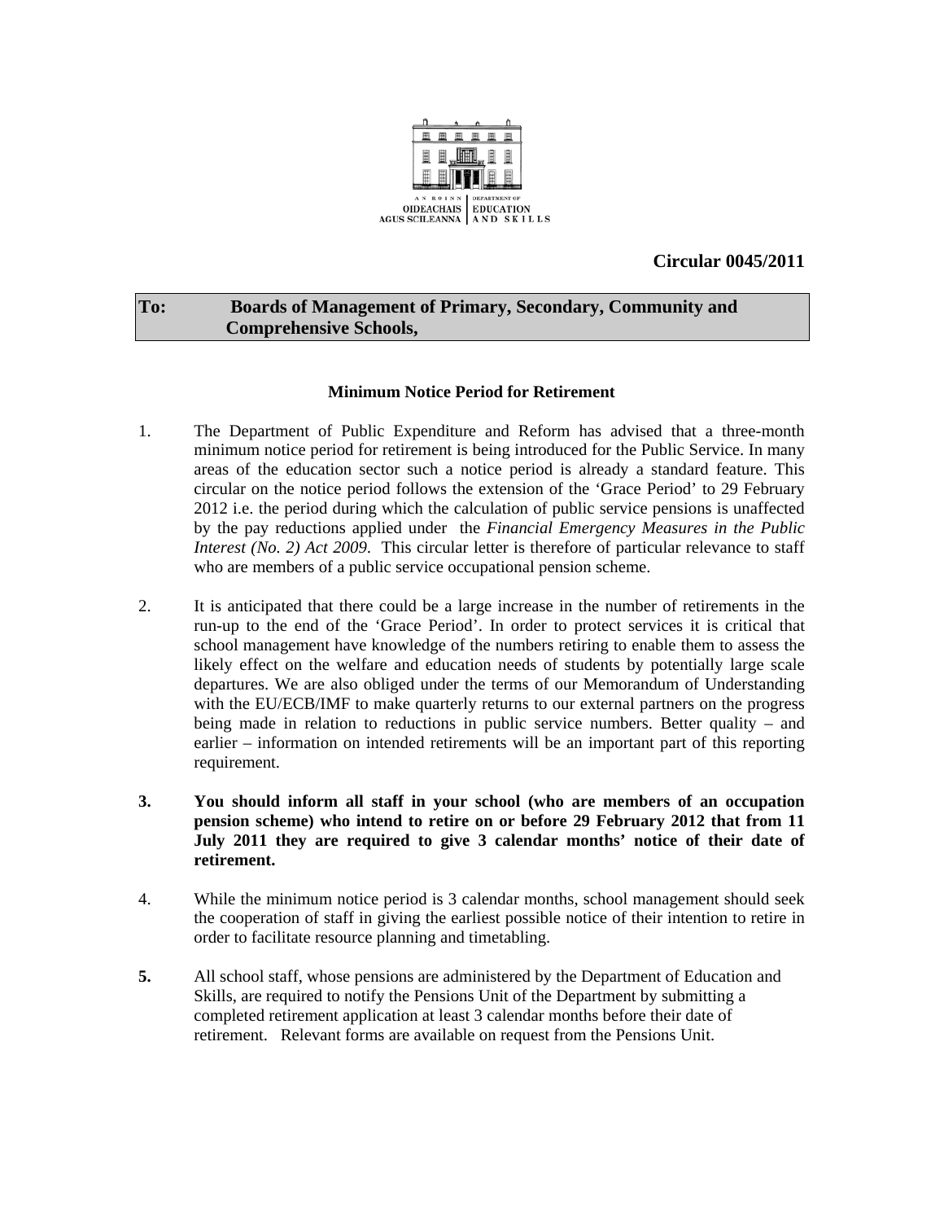AN ROINN OIDEACHAIS AGUS SCILEANNA | DEPARTMENT OF EDUCATION AND SKILLS

**Circular 0045/2011**

**To: Boards of Management of Primary, Secondary, Community and Comprehensive Schools,**

**Minimum Notice Period for Retirement**

1. The Department of Public Expenditure and Reform has advised that a three-month minimum notice period for retirement is being introduced for the Public Service. In many areas of the education sector such a notice period is already a standard feature. This circular on the notice period follows the extension of the 'Grace Period' to 29 February 2012 i.e. the period during which the calculation of public service pensions is unaffected by the pay reductions applied under the *Financial Emergency Measures in the Public Interest (No. 2) Act 2009*. This circular letter is therefore of particular relevance to staff who are members of a public service occupational pension scheme.

2. It is anticipated that there could be a large increase in the number of retirements in the run-up to the end of the 'Grace Period'. In order to protect services it is critical that school management have knowledge of the numbers retiring to enable them to assess the likely effect on the welfare and education needs of students by potentially large scale departures. We are also obliged under the terms of our Memorandum of Understanding with the EU/ECB/IMF to make quarterly returns to our external partners on the progress being made in relation to reductions in public service numbers. Better quality – and earlier – information on intended retirements will be an important part of this reporting requirement.

3. **You should inform all staff in your school (who are members of an occupation pension scheme) who intend to retire on or before 29 February 2012 that from 11 July 2011 they are required to give 3 calendar months' notice of their date of retirement.**

4. While the minimum notice period is 3 calendar months, school management should seek the cooperation of staff in giving the earliest possible notice of their intention to retire in order to facilitate resource planning and timetabling.

5. All school staff, whose pensions are administered by the Department of Education and Skills, are required to notify the Pensions Unit of the Department by submitting a completed retirement application at least 3 calendar months before their date of retirement. Relevant forms are available on request from the Pensions Unit.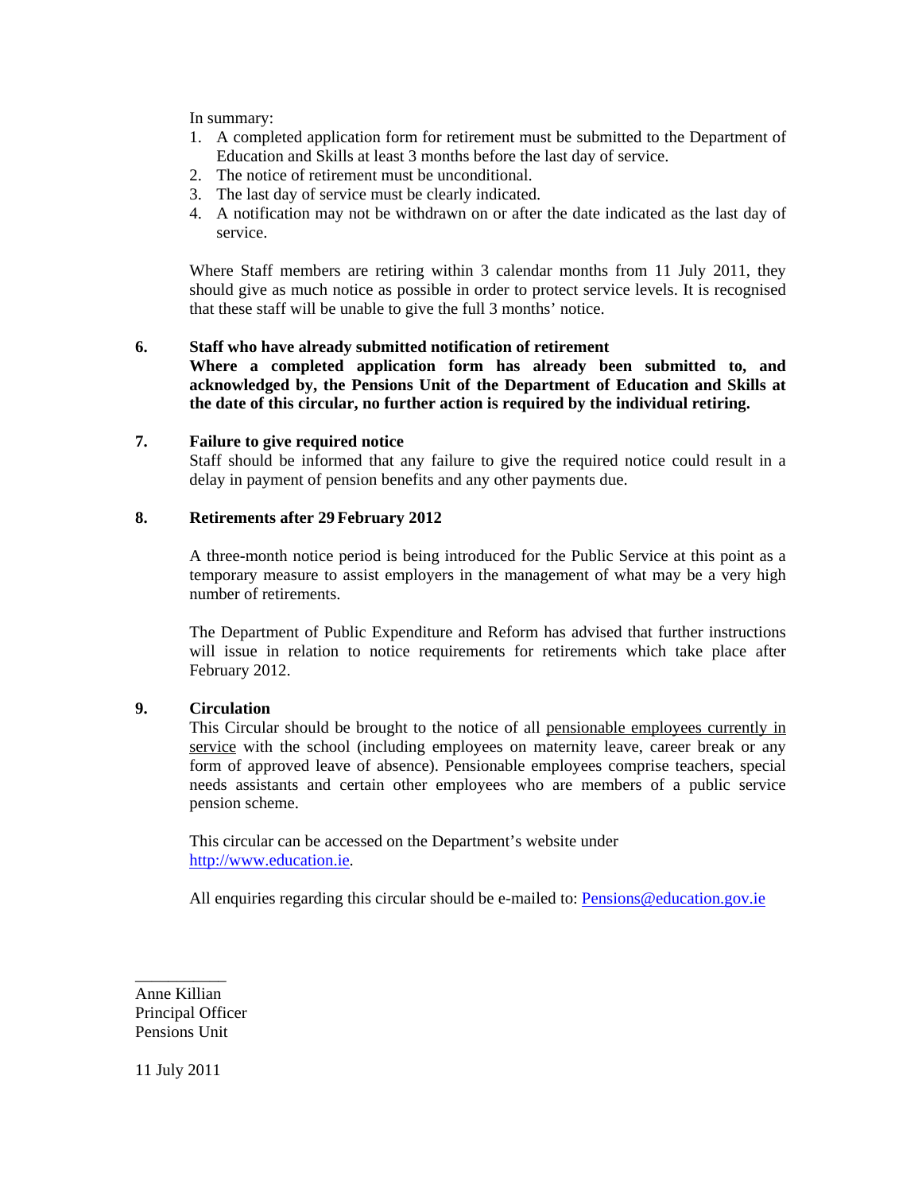In summary:

1. A completed application form for retirement must be submitted to the Department of Education and Skills at least 3 months before the last day of service.
2. The notice of retirement must be unconditional.
3. The last day of service must be clearly indicated.
4. A notification may not be withdrawn on or after the date indicated as the last day of service.

Where Staff members are retiring within 3 calendar months from 11 July 2011, they should give as much notice as possible in order to protect service levels. It is recognised that these staff will be unable to give the full 3 months' notice.

**6. Staff who have already submitted notification of retirement**

**Where a completed application form has already been submitted to, and acknowledged by, the Pensions Unit of the Department of Education and Skills at the date of this circular, no further action is required by the individual retiring.**

**7. Failure to give required notice**

Staff should be informed that any failure to give the required notice could result in a delay in payment of pension benefits and any other payments due.

**8. Retirements after 29 February 2012**

A three-month notice period is being introduced for the Public Service at this point as a temporary measure to assist employers in the management of what may be a very high number of retirements.

The Department of Public Expenditure and Reform has advised that further instructions will issue in relation to notice requirements for retirements which take place after February 2012.

**9. Circulation**

This Circular should be brought to the notice of all pensionable employees currently in service with the school (including employees on maternity leave, career break or any form of approved leave of absence). Pensionable employees comprise teachers, special needs assistants and certain other employees who are members of a public service pension scheme.

This circular can be accessed on the Department's website under http://www.education.ie.

All enquiries regarding this circular should be e-mailed to: Pensions@education.gov.ie

\_\_\_\_\_\_\_\_\_\_\_

Anne Killian
Principal Officer
Pensions Unit

11 July 2011